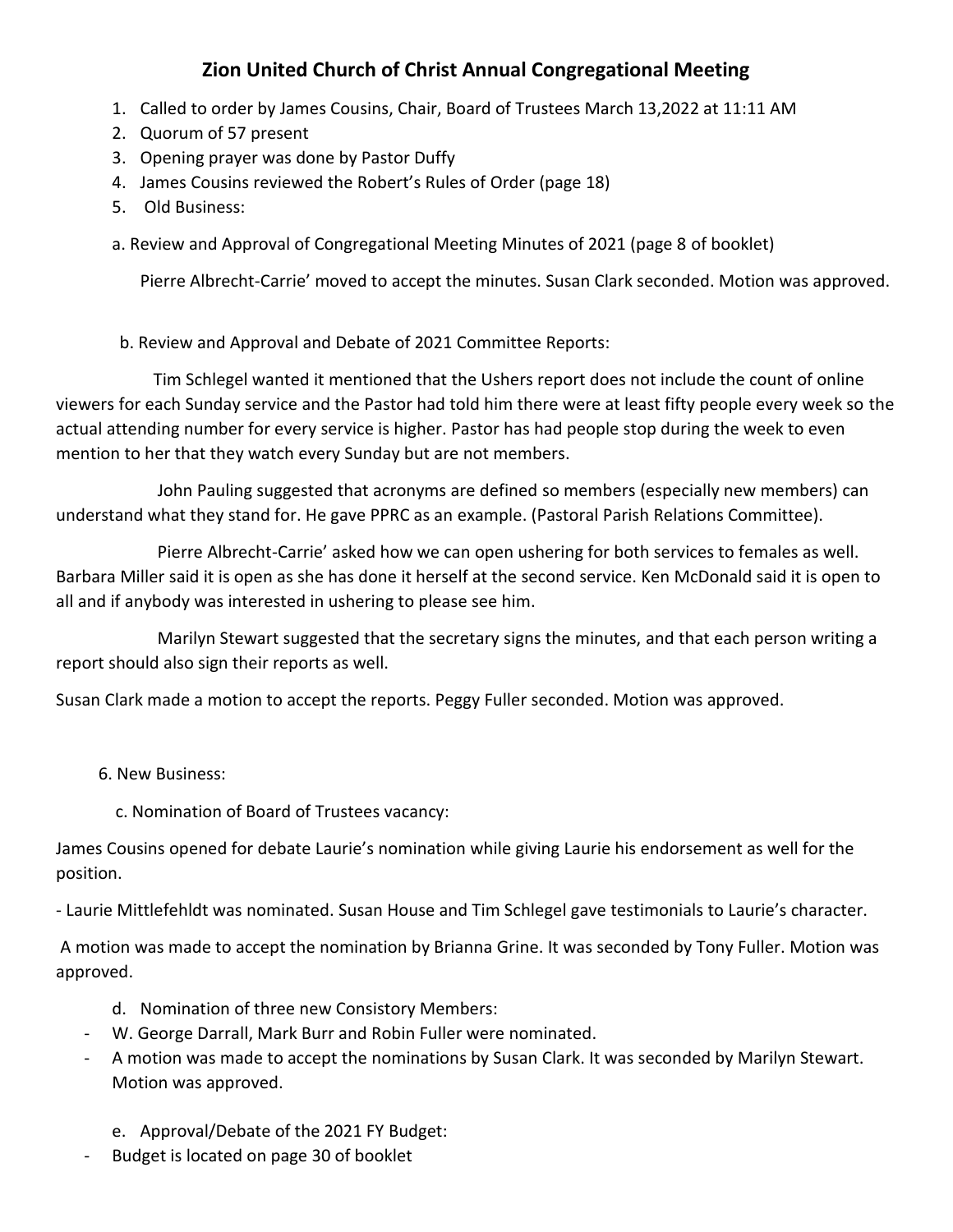# Zion United Church of Christ Annual Congregational Meeting

1. Called to order by James Cousins, Chair, Board of Trustees March 13,2022 at 11:11 AM
2. Quorum of 57 present
3. Opening prayer was done by Pastor Duffy
4. James Cousins reviewed the Robert's Rules of Order (page 18)
5. Old Business:

a. Review and Approval of Congregational Meeting Minutes of 2021 (page 8 of booklet)

Pierre Albrecht-Carrie' moved to accept the minutes. Susan Clark seconded. Motion was approved.

b. Review and Approval and Debate of 2021 Committee Reports:

Tim Schlegel wanted it mentioned that the Ushers report does not include the count of online viewers for each Sunday service and the Pastor had told him there were at least fifty people every week so the actual attending number for every service is higher. Pastor has had people stop during the week to even mention to her that they watch every Sunday but are not members.

John Pauling suggested that acronyms are defined so members (especially new members) can understand what they stand for. He gave PPRC as an example. (Pastoral Parish Relations Committee).

Pierre Albrecht-Carrie' asked how we can open ushering for both services to females as well. Barbara Miller said it is open as she has done it herself at the second service. Ken McDonald said it is open to all and if anybody was interested in ushering to please see him.

Marilyn Stewart suggested that the secretary signs the minutes, and that each person writing a report should also sign their reports as well.

Susan Clark made a motion to accept the reports. Peggy Fuller seconded. Motion was approved.

6. New Business:

c. Nomination of Board of Trustees vacancy:

James Cousins opened for debate Laurie's nomination while giving Laurie his endorsement as well for the position.

- Laurie Mittlefehldt was nominated. Susan House and Tim Schlegel gave testimonials to Laurie's character.

A motion was made to accept the nomination by Brianna Grine. It was seconded by Tony Fuller. Motion was approved.

d. Nomination of three new Consistory Members:

- W. George Darrall, Mark Burr and Robin Fuller were nominated.
- A motion was made to accept the nominations by Susan Clark. It was seconded by Marilyn Stewart. Motion was approved.

e. Approval/Debate of the 2021 FY Budget:

- Budget is located on page 30 of booklet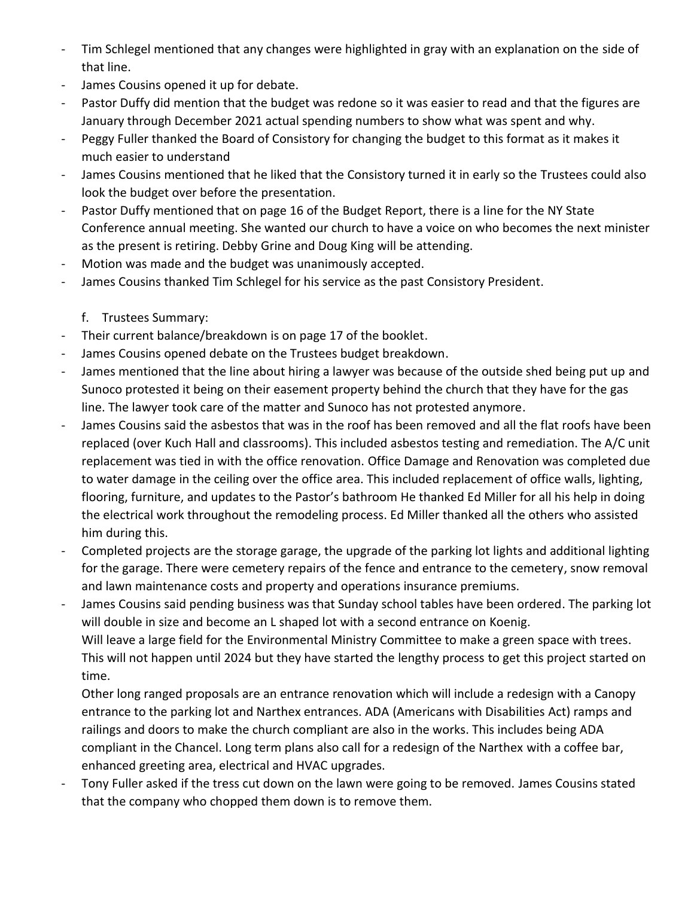- Tim Schlegel mentioned that any changes were highlighted in gray with an explanation on the side of that line.
- James Cousins opened it up for debate.
- Pastor Duffy did mention that the budget was redone so it was easier to read and that the figures are January through December 2021 actual spending numbers to show what was spent and why.
- Peggy Fuller thanked the Board of Consistory for changing the budget to this format as it makes it much easier to understand
- James Cousins mentioned that he liked that the Consistory turned it in early so the Trustees could also look the budget over before the presentation.
- Pastor Duffy mentioned that on page 16 of the Budget Report, there is a line for the NY State Conference annual meeting. She wanted our church to have a voice on who becomes the next minister as the present is retiring. Debby Grine and Doug King will be attending.
- Motion was made and the budget was unanimously accepted.
- James Cousins thanked Tim Schlegel for his service as the past Consistory President.

f. Trustees Summary:

- Their current balance/breakdown is on page 17 of the booklet.
- James Cousins opened debate on the Trustees budget breakdown.
- James mentioned that the line about hiring a lawyer was because of the outside shed being put up and Sunoco protested it being on their easement property behind the church that they have for the gas line. The lawyer took care of the matter and Sunoco has not protested anymore.
- James Cousins said the asbestos that was in the roof has been removed and all the flat roofs have been replaced (over Kuch Hall and classrooms). This included asbestos testing and remediation. The A/C unit replacement was tied in with the office renovation. Office Damage and Renovation was completed due to water damage in the ceiling over the office area. This included replacement of office walls, lighting, flooring, furniture, and updates to the Pastor's bathroom He thanked Ed Miller for all his help in doing the electrical work throughout the remodeling process. Ed Miller thanked all the others who assisted him during this.
- Completed projects are the storage garage, the upgrade of the parking lot lights and additional lighting for the garage. There were cemetery repairs of the fence and entrance to the cemetery, snow removal and lawn maintenance costs and property and operations insurance premiums.
- James Cousins said pending business was that Sunday school tables have been ordered. The parking lot will double in size and become an L shaped lot with a second entrance on Koenig.
  Will leave a large field for the Environmental Ministry Committee to make a green space with trees. This will not happen until 2024 but they have started the lengthy process to get this project started on time.
  Other long ranged proposals are an entrance renovation which will include a redesign with a Canopy entrance to the parking lot and Narthex entrances. ADA (Americans with Disabilities Act) ramps and railings and doors to make the church compliant are also in the works. This includes being ADA compliant in the Chancel. Long term plans also call for a redesign of the Narthex with a coffee bar, enhanced greeting area, electrical and HVAC upgrades.
- Tony Fuller asked if the tress cut down on the lawn were going to be removed. James Cousins stated that the company who chopped them down is to remove them.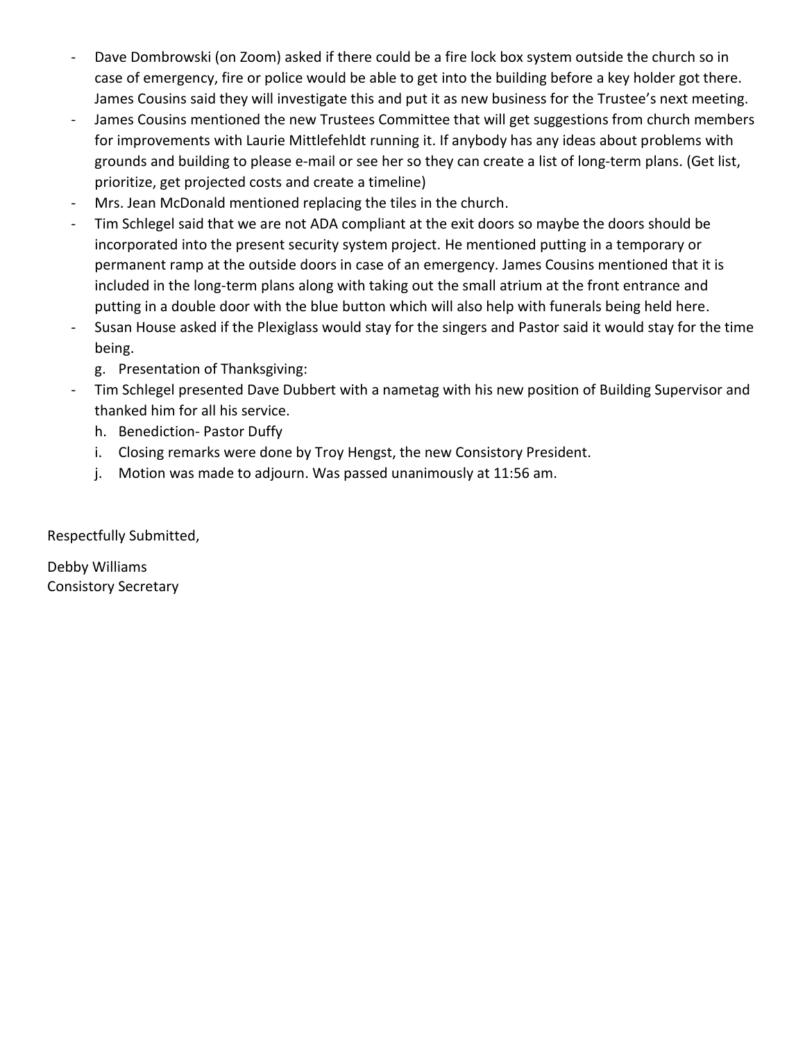- Dave Dombrowski (on Zoom) asked if there could be a fire lock box system outside the church so in case of emergency, fire or police would be able to get into the building before a key holder got there. James Cousins said they will investigate this and put it as new business for the Trustee's next meeting.
- James Cousins mentioned the new Trustees Committee that will get suggestions from church members for improvements with Laurie Mittlefehldt running it. If anybody has any ideas about problems with grounds and building to please e-mail or see her so they can create a list of long-term plans. (Get list, prioritize, get projected costs and create a timeline)
- Mrs. Jean McDonald mentioned replacing the tiles in the church.
- Tim Schlegel said that we are not ADA compliant at the exit doors so maybe the doors should be incorporated into the present security system project. He mentioned putting in a temporary or permanent ramp at the outside doors in case of an emergency. James Cousins mentioned that it is included in the long-term plans along with taking out the small atrium at the front entrance and putting in a double door with the blue button which will also help with funerals being held here.
- Susan House asked if the Plexiglass would stay for the singers and Pastor said it would stay for the time being.

g. Presentation of Thanksgiving:

- Tim Schlegel presented Dave Dubbert with a nametag with his new position of Building Supervisor and thanked him for all his service.

h. Benediction- Pastor Duffy

i. Closing remarks were done by Troy Hengst, the new Consistory President.

j. Motion was made to adjourn. Was passed unanimously at 11:56 am.

Respectfully Submitted,

Debby Williams
Consistory Secretary